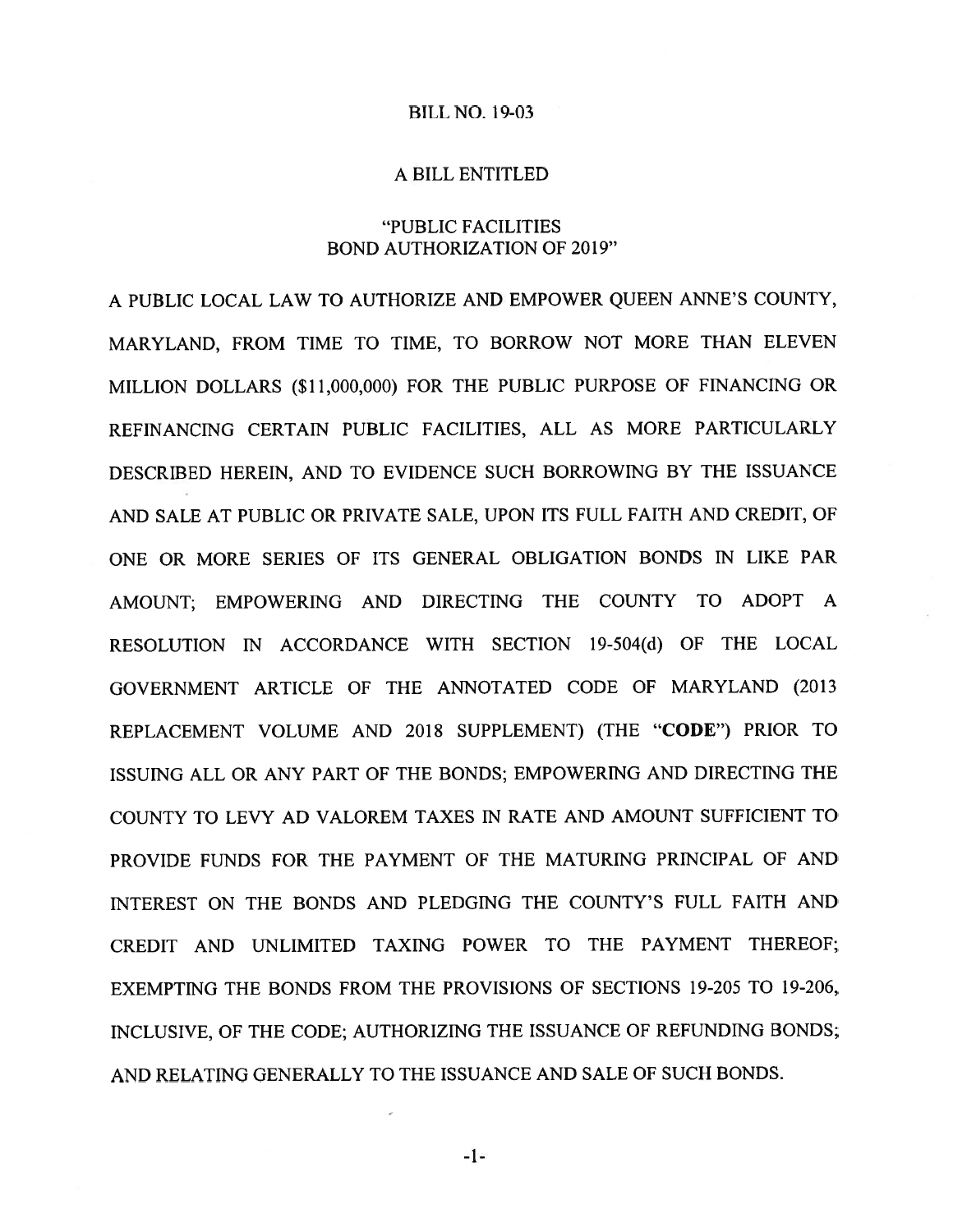# BILL NO. 19-03

## A BILL ENTITLED

## "PUBLIC FACILITIES BOND AUTHORIZATION OF 2019"

A PUBLIC LOCAL LAW TO AUTHORIZE AND EMPOWER QUEEN ANNE'S COUNTY, MARYLAND, FROM TIME TO TIME, TO BORROW NOT MORE THAN ELEVEN MILLION DOLLARS ($11,000,000) FOR THE PUBLIC PURPOSE OF FINANCING OR REFINANCING CERTAIN PUBLIC FACILITIES, ALL AS MORE PARTICULARLY DESCRIBED HEREIN, AND TO EVIDENCE SUCH BORROWING BY THE ISSUANCE AND SALE AT PUBLIC OR PRIVATE SALE, UPON ITS FULL FAITH AND CREDIT, OF ONE OR MORE SERIES OF ITS GENERAL OBLIGATION BONDS IN LIKE PAR AMOUNT; EMPOWERING AND DIRECTING THE COUNTY TO ADOPT A RESOLUTION IN ACCORDANCE WITH SECTION 19-504(d) OF THE LOCAL GOVERNMENT ARTICLE OF THE ANNOTATED CODE OF MARYLAND (2013 REPLACEMENT VOLUME AND 2018 SUPPLEMENT) (THE "**CODE**") PRIOR TO ISSUING ALL OR ANY PART OF THE BONDS; EMPOWERING AND DIRECTING THE COUNTY TO LEVY AD VALOREM TAXES IN RATE AND AMOUNT SUFFICIENT TO PROVIDE FUNDS FOR THE PAYMENT OF THE MATURING PRINCIPAL OF AND INTEREST ON THE BONDS AND PLEDGING THE COUNTY'S FULL FAITH AND CREDIT AND UNLIMITED TAXING POWER TO THE PAYMENT THEREOF; EXEMPTING THE BONDS FROM THE PROVISIONS OF SECTIONS 19-205 TO 19-206, INCLUSIVE, OF THE CODE; AUTHORIZING THE ISSUANCE OF REFUNDING BONDS; AND RELATING GENERALLY TO THE ISSUANCE AND SALE OF SUCH BONDS.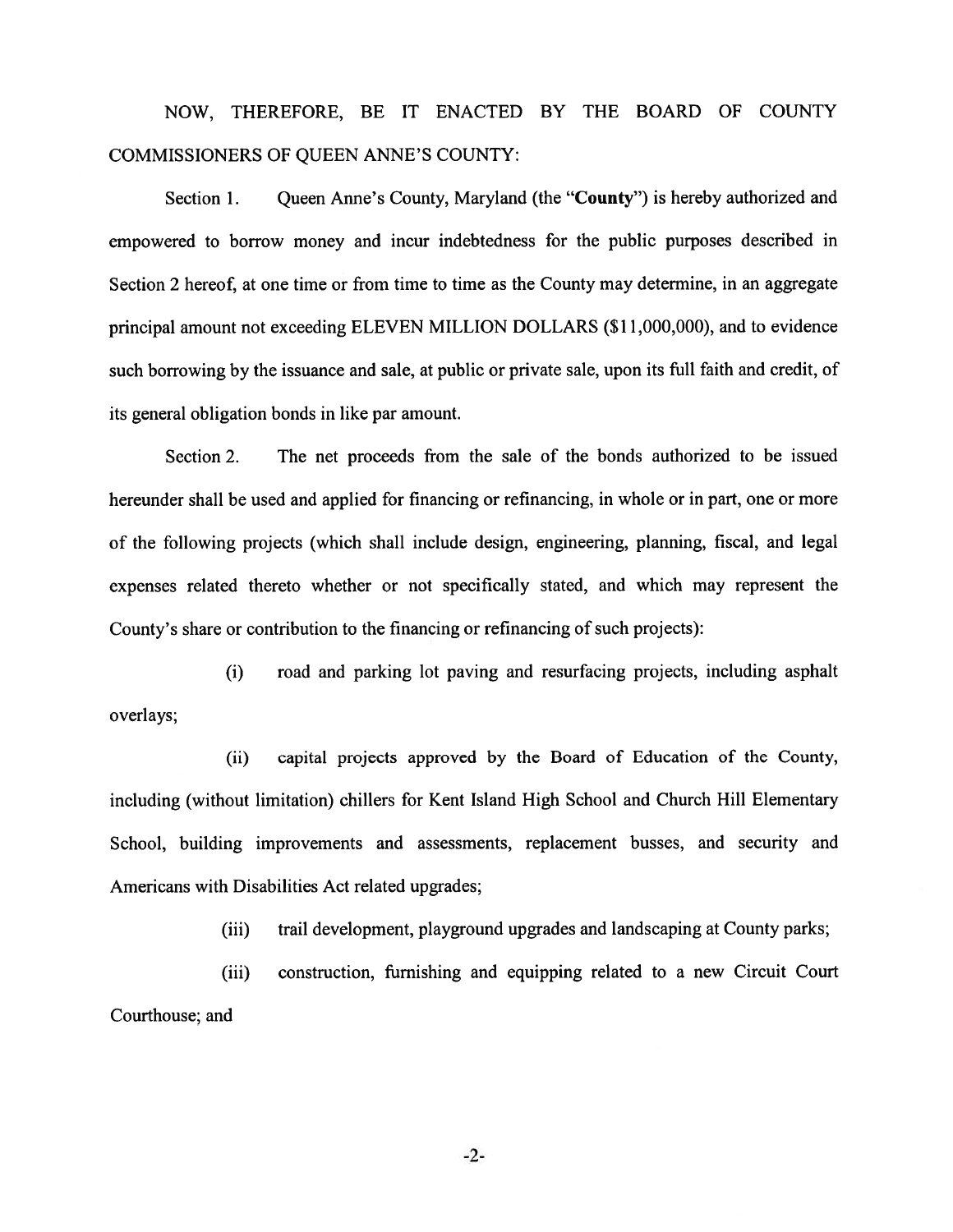NOW, THEREFORE, BE IT ENACTED BY THE BOARD OF COUNTY COMMISSIONERS OF QUEEN ANNE'S COUNTY:

Section 1. Queen Anne's County, Maryland (the "**County**") is hereby authorized and empowered to borrow money and incur indebtedness for the public purposes described in Section 2 hereof, at one time or from time to time as the County may determine, in an aggregate principal amount not exceeding ELEVEN MILLION DOLLARS ($11,000,000), and to evidence such borrowing by the issuance and sale, at public or private sale, upon its full faith and credit, of its general obligation bonds in like par amount.

Section 2. The net proceeds from the sale of the bonds authorized to be issued hereunder shall be used and applied for financing or refinancing, in whole or in part, one or more of the following projects (which shall include design, engineering, planning, fiscal, and legal expenses related thereto whether or not specifically stated, and which may represent the County's share or contribution to the financing or refinancing of such projects):

(i) road and parking lot paving and resurfacing projects, including asphalt overlays;

(ii) capital projects approved by the Board of Education of the County, including (without limitation) chillers for Kent Island High School and Church Hill Elementary School, building improvements and assessments, replacement busses, and security and Americans with Disabilities Act related upgrades;

(iii) trail development, playground upgrades and landscaping at County parks;

(iii) construction, furnishing and equipping related to a new Circuit Court Courthouse; and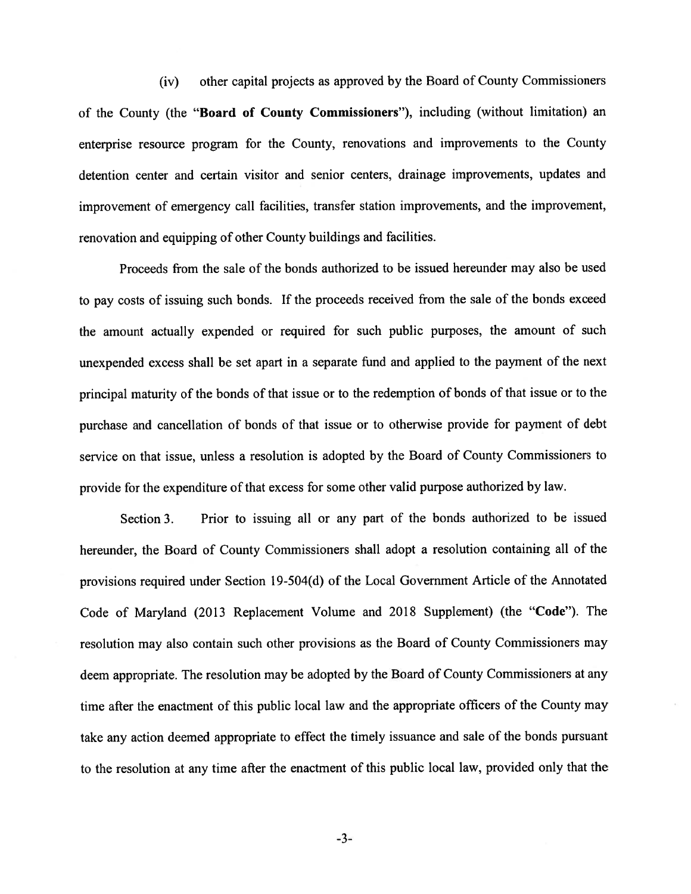(iv) other capital projects as approved by the Board of County Commissioners of the County (the "**Board of County Commissioners**"), including (without limitation) an enterprise resource program for the County, renovations and improvements to the County detention center and certain visitor and senior centers, drainage improvements, updates and improvement of emergency call facilities, transfer station improvements, and the improvement, renovation and equipping of other County buildings and facilities.

Proceeds from the sale of the bonds authorized to be issued hereunder may also be used to pay costs of issuing such bonds. If the proceeds received from the sale of the bonds exceed the amount actually expended or required for such public purposes, the amount of such unexpended excess shall be set apart in a separate fund and applied to the payment of the next principal maturity of the bonds of that issue or to the redemption of bonds of that issue or to the purchase and cancellation of bonds of that issue or to otherwise provide for payment of debt service on that issue, unless a resolution is adopted by the Board of County Commissioners to provide for the expenditure of that excess for some other valid purpose authorized by law.

Section 3. Prior to issuing all or any part of the bonds authorized to be issued hereunder, the Board of County Commissioners shall adopt a resolution containing all of the provisions required under Section 19-504(d) of the Local Government Article of the Annotated Code of Maryland (2013 Replacement Volume and 2018 Supplement) (the "**Code**"). The resolution may also contain such other provisions as the Board of County Commissioners may deem appropriate. The resolution may be adopted by the Board of County Commissioners at any time after the enactment of this public local law and the appropriate officers of the County may take any action deemed appropriate to effect the timely issuance and sale of the bonds pursuant to the resolution at any time after the enactment of this public local law, provided only that the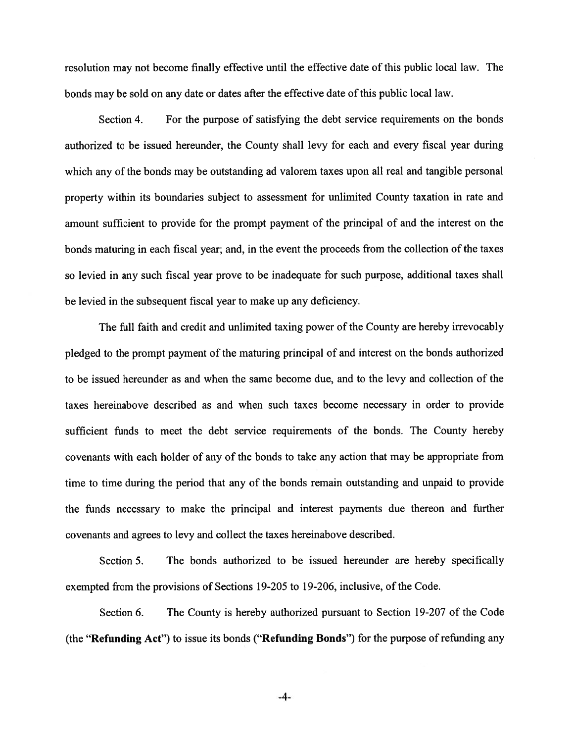resolution may not become finally effective until the effective date of this public local law. The bonds may be sold on any date or dates after the effective date of this public local law.

Section 4. For the purpose of satisfying the debt service requirements on the bonds authorized to be issued hereunder, the County shall levy for each and every fiscal year during which any of the bonds may be outstanding ad valorem taxes upon all real and tangible personal property within its boundaries subject to assessment for unlimited County taxation in rate and amount sufficient to provide for the prompt payment of the principal of and the interest on the bonds maturing in each fiscal year; and, in the event the proceeds from the collection of the taxes so levied in any such fiscal year prove to be inadequate for such purpose, additional taxes shall be levied in the subsequent fiscal year to make up any deficiency.

The full faith and credit and unlimited taxing power of the County are hereby irrevocably pledged to the prompt payment of the maturing principal of and interest on the bonds authorized to be issued hereunder as and when the same become due, and to the levy and collection of the taxes hereinabove described as and when such taxes become necessary in order to provide sufficient funds to meet the debt service requirements of the bonds. The County hereby covenants with each holder of any of the bonds to take any action that may be appropriate from time to time during the period that any of the bonds remain outstanding and unpaid to provide the funds necessary to make the principal and interest payments due thereon and further covenants and agrees to levy and collect the taxes hereinabove described.

Section 5. The bonds authorized to be issued hereunder are hereby specifically exempted from the provisions of Sections 19-205 to 19-206, inclusive, of the Code.

Section 6. The County is hereby authorized pursuant to Section 19-207 of the Code (the "**Refunding Act**") to issue its bonds ("**Refunding Bonds**") for the purpose of refunding any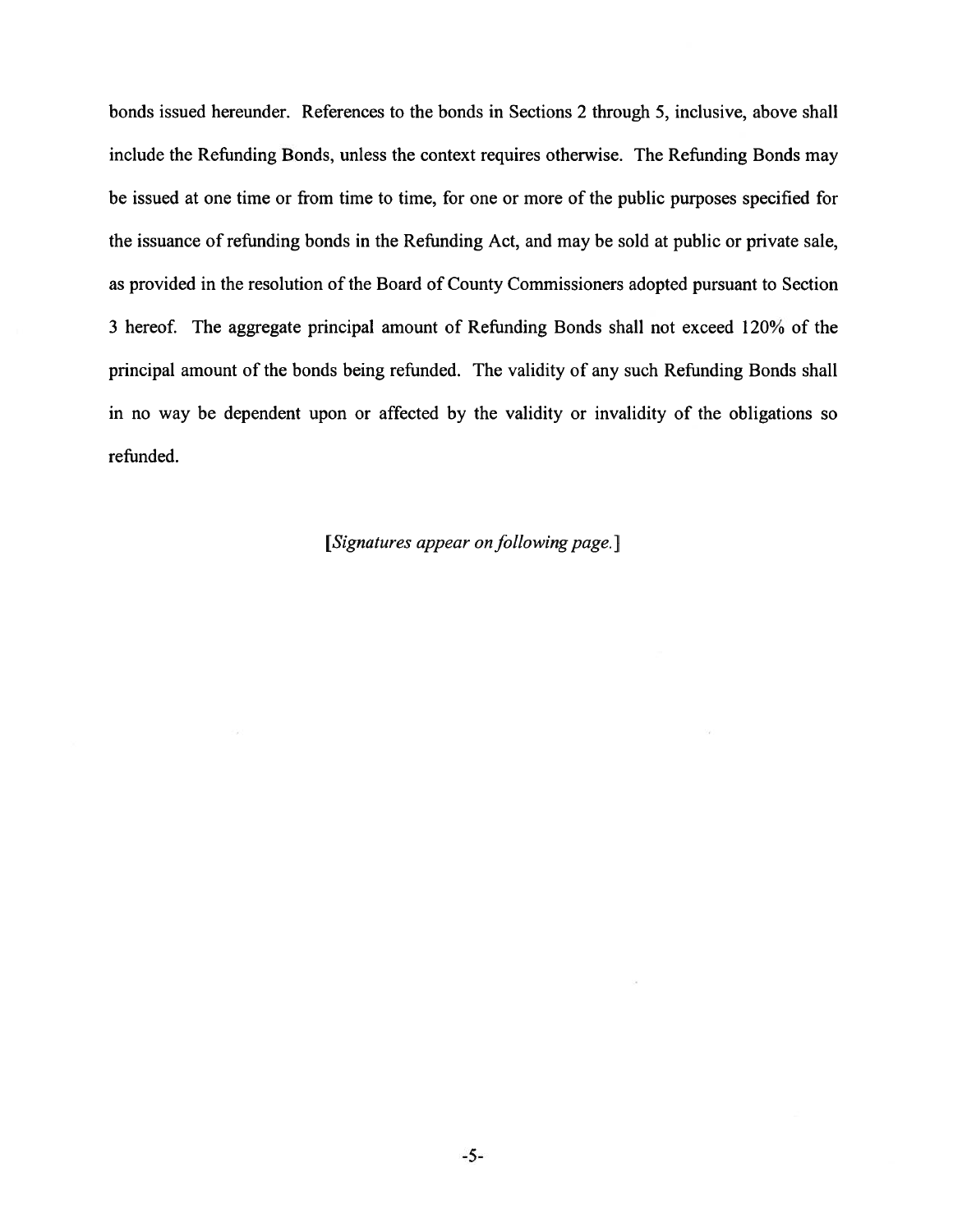bonds issued hereunder. References to the bonds in Sections 2 through 5, inclusive, above shall include the Refunding Bonds, unless the context requires otherwise. The Refunding Bonds may be issued at one time or from time to time, for one or more of the public purposes specified for the issuance of refunding bonds in the Refunding Act, and may be sold at public or private sale, as provided in the resolution of the Board of County Commissioners adopted pursuant to Section 3 hereof. The aggregate principal amount of Refunding Bonds shall not exceed 120% of the principal amount of the bonds being refunded. The validity of any such Refunding Bonds shall in no way be dependent upon or affected by the validity or invalidity of the obligations so refunded.

[*Signatures appear on following page.*]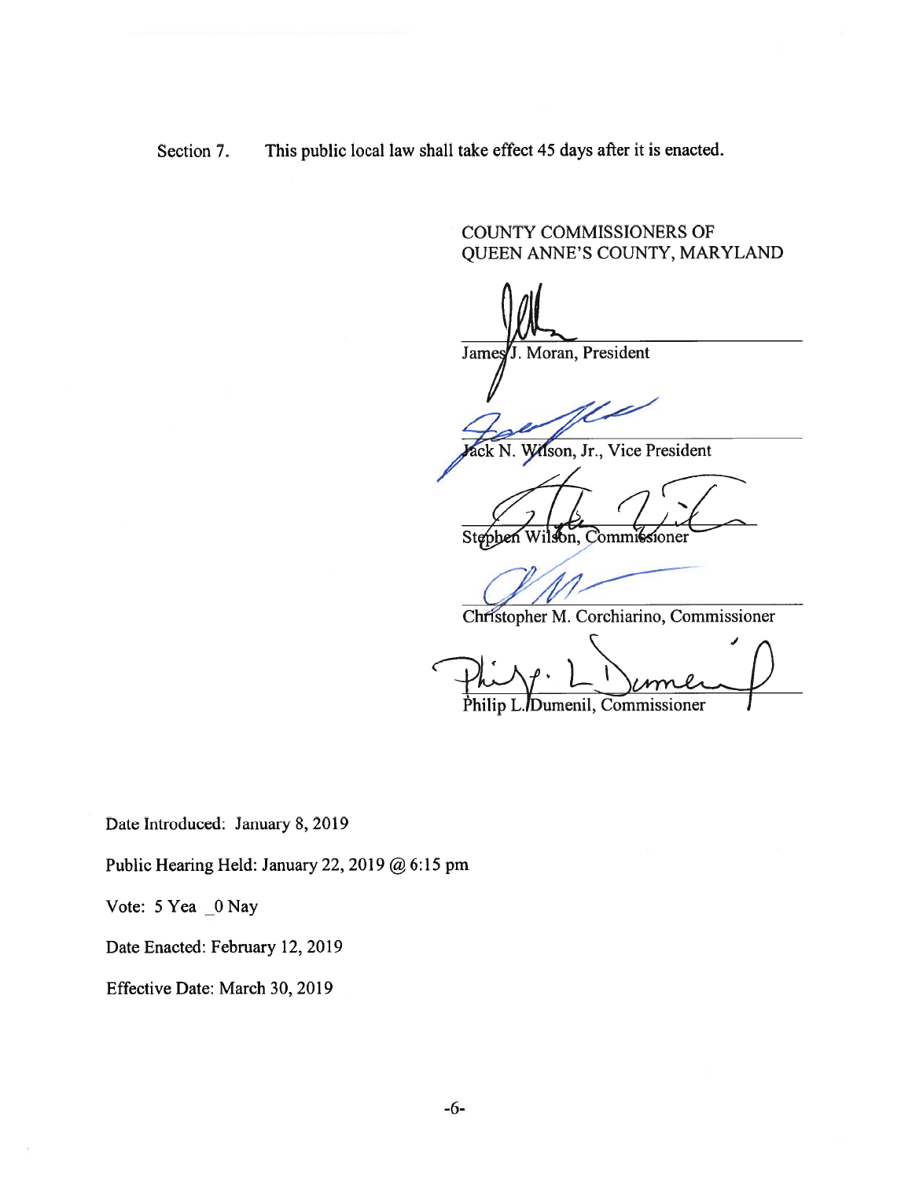Section 7. This public local law shall take effect 45 days after it is enacted.

COUNTY COMMISSIONERS OF
QUEEN ANNE'S COUNTY, MARYLAND

James J. Moran, President

Jack N. Wilson, Jr., Vice President

Stephen Wilson, Commissioner

Christopher M. Corchiarino, Commissioner

Philip L. Dumenil, Commissioner

Date Introduced: January 8, 2019

Public Hearing Held: January 22, 2019 @ 6:15 pm

Vote: 5 Yea _0 Nay

Date Enacted: February 12, 2019

Effective Date: March 30, 2019